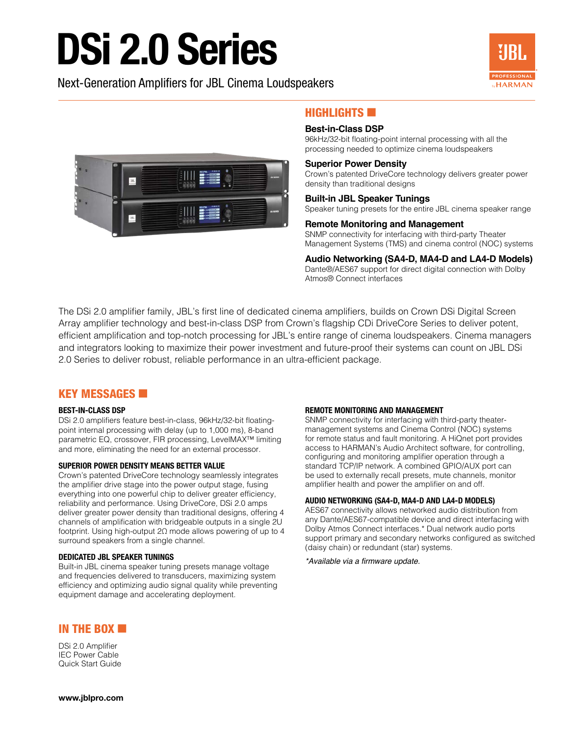# DSi 2.0 Series

Next-Generation Amplifiers for JBL Cinema Loudspeakers

## HIGHLIGHTS

**Best-in-Class DSP**
96kHz/32-bit floating-point internal processing with all the processing needed to optimize cinema loudspeakers

**Superior Power Density**
Crown's patented DriveCore technology delivers greater power density than traditional designs

**Built-in JBL Speaker Tunings**
Speaker tuning presets for the entire JBL cinema speaker range

**Remote Monitoring and Management**
SNMP connectivity for interfacing with third-party Theater Management Systems (TMS) and cinema control (NOC) systems

**Audio Networking (SA4-D, MA4-D and LA4-D Models)**
Dante®/AES67 support for direct digital connection with Dolby Atmos® Connect interfaces

The DSi 2.0 amplifier family, JBL's first line of dedicated cinema amplifiers, builds on Crown DSi Digital Screen Array amplifier technology and best-in-class DSP from Crown's flagship CDi DriveCore Series to deliver potent, efficient amplification and top-notch processing for JBL's entire range of cinema loudspeakers. Cinema managers and integrators looking to maximize their power investment and future-proof their systems can count on JBL DSi 2.0 Series to deliver robust, reliable performance in an ultra-efficient package.

## KEY MESSAGES

### BEST-IN-CLASS DSP

DSi 2.0 amplifiers feature best-in-class, 96kHz/32-bit floating-point internal processing with delay (up to 1,000 ms), 8-band parametric EQ, crossover, FIR processing, LevelMAX™ limiting and more, eliminating the need for an external processor.

### SUPERIOR POWER DENSITY MEANS BETTER VALUE

Crown's patented DriveCore technology seamlessly integrates the amplifier drive stage into the power output stage, fusing everything into one powerful chip to deliver greater efficiency, reliability and performance. Using DriveCore, DSi 2.0 amps deliver greater power density than traditional designs, offering 4 channels of amplification with bridgeable outputs in a single 2U footprint. Using high-output 2Ω mode allows powering of up to 4 surround speakers from a single channel.

### DEDICATED JBL SPEAKER TUNINGS

Built-in JBL cinema speaker tuning presets manage voltage and frequencies delivered to transducers, maximizing system efficiency and optimizing audio signal quality while preventing equipment damage and accelerating deployment.

### REMOTE MONITORING AND MANAGEMENT

SNMP connectivity for interfacing with third-party theater-management systems and Cinema Control (NOC) systems for remote status and fault monitoring. A HiQnet port provides access to HARMAN's Audio Architect software, for controlling, configuring and monitoring amplifier operation through a standard TCP/IP network. A combined GPIO/AUX port can be used to externally recall presets, mute channels, monitor amplifier health and power the amplifier on and off.

### AUDIO NETWORKING (SA4-D, MA4-D AND LA4-D MODELS)

AES67 connectivity allows networked audio distribution from any Dante/AES67-compatible device and direct interfacing with Dolby Atmos Connect interfaces.* Dual network audio ports support primary and secondary networks configured as switched (daisy chain) or redundant (star) systems.

*\*Available via a firmware update.*

## IN THE BOX

DSi 2.0 Amplifier
IEC Power Cable
Quick Start Guide

**www.jblpro.com**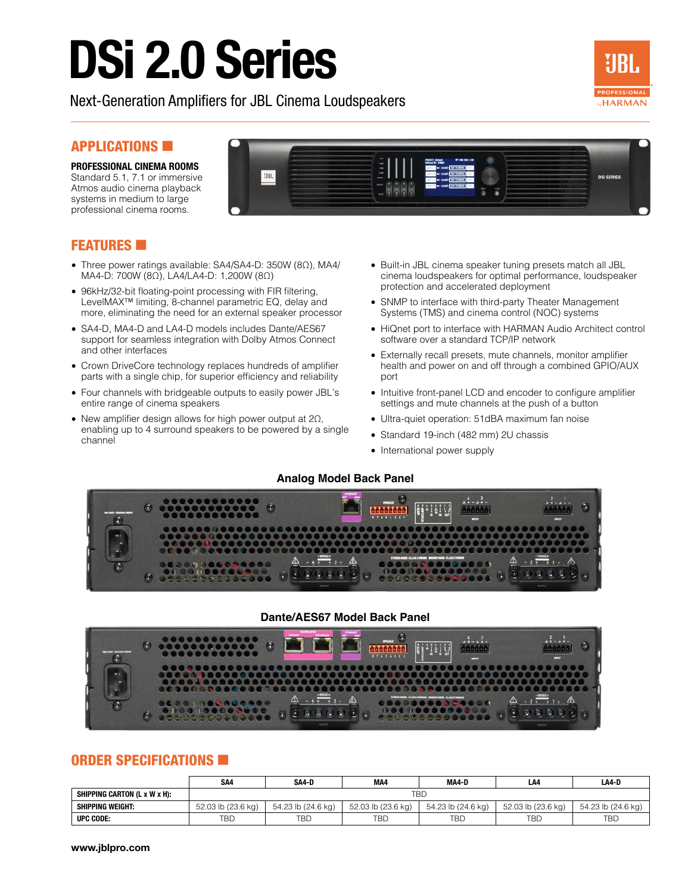# DSi 2.0 Series

Next-Generation Amplifiers for JBL Cinema Loudspeakers

## APPLICATIONS

**PROFESSIONAL CINEMA ROOMS**
Standard 5.1, 7.1 or immersive Atmos audio cinema playback systems in medium to large professional cinema rooms.

## FEATURES

- Three power ratings available: SA4/SA4-D: 350W (8Ω), MA4/MA4-D: 700W (8Ω), LA4/LA4-D: 1,200W (8Ω)
- 96kHz/32-bit floating-point processing with FIR filtering, LevelMAX™ limiting, 8-channel parametric EQ, delay and more, eliminating the need for an external speaker processor
- SA4-D, MA4-D and LA4-D models includes Dante/AES67 support for seamless integration with Dolby Atmos Connect and other interfaces
- Crown DriveCore technology replaces hundreds of amplifier parts with a single chip, for superior efficiency and reliability
- Four channels with bridgeable outputs to easily power JBL's entire range of cinema speakers
- New amplifier design allows for high power output at 2Ω, enabling up to 4 surround speakers to be powered by a single channel
- Built-in JBL cinema speaker tuning presets match all JBL cinema loudspeakers for optimal performance, loudspeaker protection and accelerated deployment
- SNMP to interface with third-party Theater Management Systems (TMS) and cinema control (NOC) systems
- HiQnet port to interface with HARMAN Audio Architect control software over a standard TCP/IP network
- Externally recall presets, mute channels, monitor amplifier health and power on and off through a combined GPIO/AUX port
- Intuitive front-panel LCD and encoder to configure amplifier settings and mute channels at the push of a button
- Ultra-quiet operation: 51dBA maximum fan noise
- Standard 19-inch (482 mm) 2U chassis
- International power supply

**Analog Model Back Panel**

**Dante/AES67 Model Back Panel**

## ORDER SPECIFICATIONS

| | SA4 | SA4-D | MA4 | MA4-D | LA4 | LA4-D |
|---|---|---|---|---|---|---|
| **SHIPPING CARTON (L x W x H):** | TBD | | | | | |
| **SHIPPING WEIGHT:** | 52.03 lb (23.6 kg) | 54.23 lb (24.6 kg) | 52.03 lb (23.6 kg) | 54.23 lb (24.6 kg) | 52.03 lb (23.6 kg) | 54.23 lb (24.6 kg) |
| **UPC CODE:** | TBD | TBD | TBD | TBD | TBD | TBD |

**www.jblpro.com**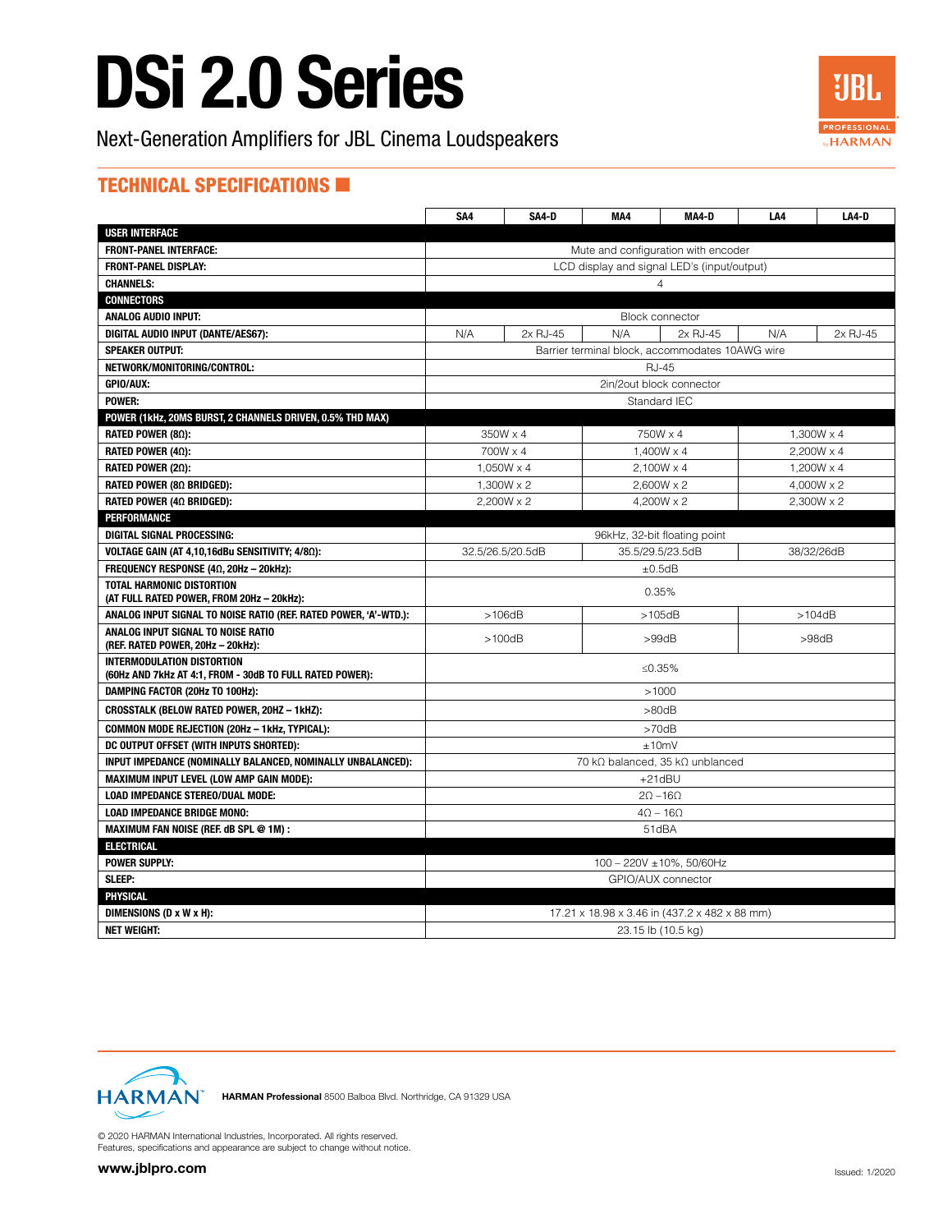# DSi 2.0 Series

Next-Generation Amplifiers for JBL Cinema Loudspeakers

## TECHNICAL SPECIFICATIONS

| | SA4 | SA4-D | MA4 | MA4-D | LA4 | LA4-D |
|---|---|---|---|---|---|---|
| **USER INTERFACE** | | | | | | |
| **FRONT-PANEL INTERFACE:** | Mute and configuration with encoder | | | | | |
| **FRONT-PANEL DISPLAY:** | LCD display and signal LED's (input/output) | | | | | |
| **CHANNELS:** | 4 | | | | | |
| **CONNECTORS** | | | | | | |
| **ANALOG AUDIO INPUT:** | Block connector | | | | | |
| **DIGITAL AUDIO INPUT (DANTE/AES67):** | N/A | 2x RJ-45 | N/A | 2x RJ-45 | N/A | 2x RJ-45 |
| **SPEAKER OUTPUT:** | Barrier terminal block, accommodates 10AWG wire | | | | | |
| **NETWORK/MONITORING/CONTROL:** | RJ-45 | | | | | |
| **GPIO/AUX:** | 2in/2out block connector | | | | | |
| **POWER:** | Standard IEC | | | | | |
| **POWER (1kHz, 20MS BURST, 2 CHANNELS DRIVEN, 0.5% THD MAX)** | | | | | | |
| **RATED POWER (8Ω):** | 350W x 4 | | 750W x 4 | | 1,300W x 4 | |
| **RATED POWER (4Ω):** | 700W x 4 | | 1,400W x 4 | | 2,200W x 4 | |
| **RATED POWER (2Ω):** | 1,050W x 4 | | 2,100W x 4 | | 1,200W x 4 | |
| **RATED POWER (8Ω BRIDGED):** | 1,300W x 2 | | 2,600W x 2 | | 4,000W x 2 | |
| **RATED POWER (4Ω BRIDGED):** | 2,200W x 2 | | 4,200W x 2 | | 2,300W x 2 | |
| **PERFORMANCE** | | | | | | |
| **DIGITAL SIGNAL PROCESSING:** | 96kHz, 32-bit floating point | | | | | |
| **VOLTAGE GAIN (AT 4,10,16dBu SENSITIVITY; 4/8Ω):** | 32.5/26.5/20.5dB | | 35.5/29.5/23.5dB | | 38/32/26dB | |
| **FREQUENCY RESPONSE (4Ω, 20Hz – 20kHz):** | ±0.5dB | | | | | |
| **TOTAL HARMONIC DISTORTION (AT FULL RATED POWER, FROM 20Hz – 20kHz):** | 0.35% | | | | | |
| **ANALOG INPUT SIGNAL TO NOISE RATIO (REF. RATED POWER, 'A'-WTD.):** | >106dB | | >105dB | | >104dB | |
| **ANALOG INPUT SIGNAL TO NOISE RATIO (REF. RATED POWER, 20Hz – 20kHz):** | >100dB | | >99dB | | >98dB | |
| **INTERMODULATION DISTORTION (60Hz AND 7kHz AT 4:1, FROM - 30dB TO FULL RATED POWER):** | ≤0.35% | | | | | |
| **DAMPING FACTOR (20Hz TO 100Hz):** | >1000 | | | | | |
| **CROSSTALK (BELOW RATED POWER, 20HZ – 1kHZ):** | >80dB | | | | | |
| **COMMON MODE REJECTION (20Hz – 1kHz, TYPICAL):** | >70dB | | | | | |
| **DC OUTPUT OFFSET (WITH INPUTS SHORTED):** | ±10mV | | | | | |
| **INPUT IMPEDANCE (NOMINALLY BALANCED, NOMINALLY UNBALANCED):** | 70 kΩ balanced, 35 kΩ unblanced | | | | | |
| **MAXIMUM INPUT LEVEL (LOW AMP GAIN MODE):** | +21dBU | | | | | |
| **LOAD IMPEDANCE STEREO/DUAL MODE:** | 2Ω –16Ω | | | | | |
| **LOAD IMPEDANCE BRIDGE MONO:** | 4Ω – 16Ω | | | | | |
| **MAXIMUM FAN NOISE (REF. dB SPL @ 1M) :** | 51dBA | | | | | |
| **ELECTRICAL** | | | | | | |
| **POWER SUPPLY:** | 100 – 220V ±10%, 50/60Hz | | | | | |
| **SLEEP:** | GPIO/AUX connector | | | | | |
| **PHYSICAL** | | | | | | |
| **DIMENSIONS (D x W x H):** | 17.21 x 18.98 x 3.46 in (437.2 x 482 x 88 mm) | | | | | |
| **NET WEIGHT:** | 23.15 lb (10.5 kg) | | | | | |

**HARMAN Professional** 8500 Balboa Blvd. Northridge, CA 91329 USA

© 2020 HARMAN International Industries, Incorporated. All rights reserved.
Features, specifications and appearance are subject to change without notice.

**www.jblpro.com**

Issued: 1/2020